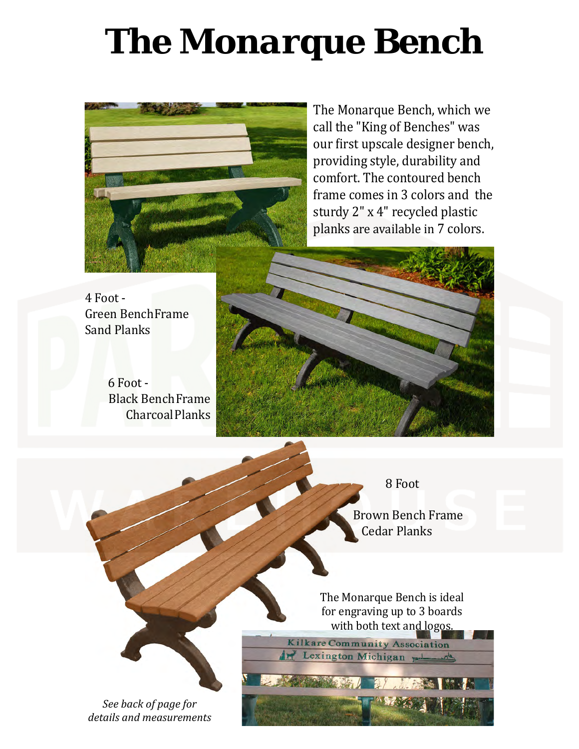# The Monarque Bench

The Monarque Bench, which we call the "King of Benches" was our first upscale designer bench, providing style, durability and comfort. The contoured bench frame comes in 3 colors and the sturdy 2" x 4" recycled plastic planks are available in 7 colors.

4 Foot -
Green Bench Frame
Sand Planks

6 Foot -
Black Bench Frame
Charcoal Planks

8 Foot

Brown Bench Frame
Cedar Planks

The Monarque Bench is ideal for engraving up to 3 boards with both text and logos.

Kilkare Community Association
Lexington Michigan

*See back of page for details and measurements*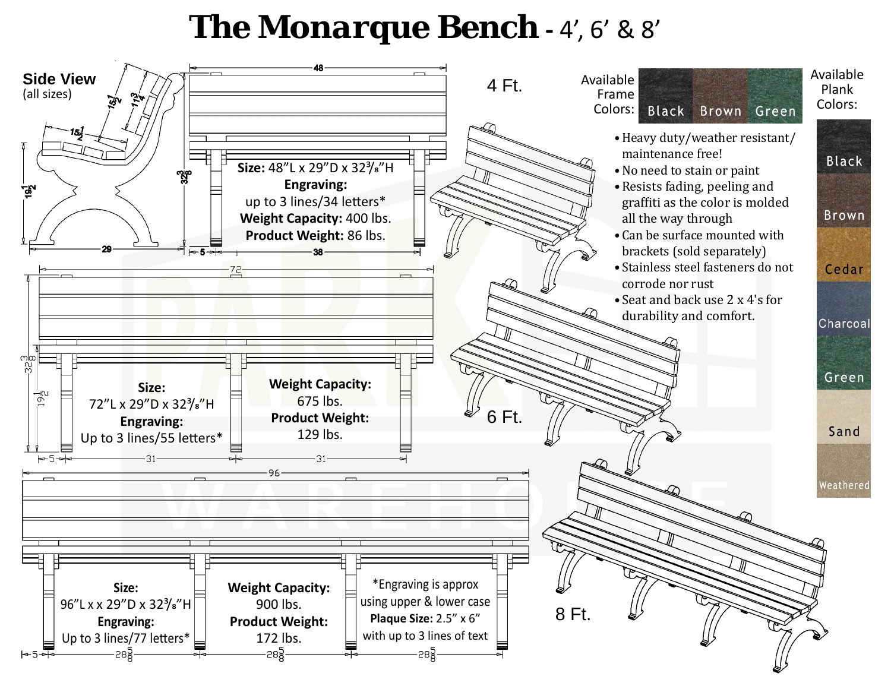# The Monarque Bench - 4', 6' & 8'

**Side View** (all sizes)

15½ | 11¾ | 15½ | 19½ | 29

48 | 32⅜ | 5 | 38

## 4 Ft.

**Size:** 48"L x 29"D x 32⅜"H
**Engraving:** up to 3 lines/34 letters*
**Weight Capacity:** 400 lbs.
**Product Weight:** 86 lbs.

## 6 Ft.

72 | 32⅜ | 19½ | 5 | 31 | 31

**Size:** 72"L x 29"D x 32⅜"H
**Engraving:** Up to 3 lines/55 letters*

**Weight Capacity:** 675 lbs.
**Product Weight:** 129 lbs.

## 8 Ft.

96 | 5 | 28⅝ | 28⅝ | 28⅝

**Size:** 96"L x x 29"D x 32⅜"H
**Engraving:** Up to 3 lines/77 letters*

**Weight Capacity:** 900 lbs.
**Product Weight:** 172 lbs.

*Engraving is approx using upper & lower case
**Plaque Size:** 2.5" x 6" with up to 3 lines of text

Available Frame Colors: Black, Brown, Green

Available Plank Colors: Black, Brown, Cedar, Charcoal, Green, Sand, Weathered

- Heavy duty/weather resistant/ maintenance free!
- No need to stain or paint
- Resists fading, peeling and graffiti as the color is molded all the way through
- Can be surface mounted with brackets (sold separately)
- Stainless steel fasteners do not corrode nor rust
- Seat and back use 2 x 4's for durability and comfort.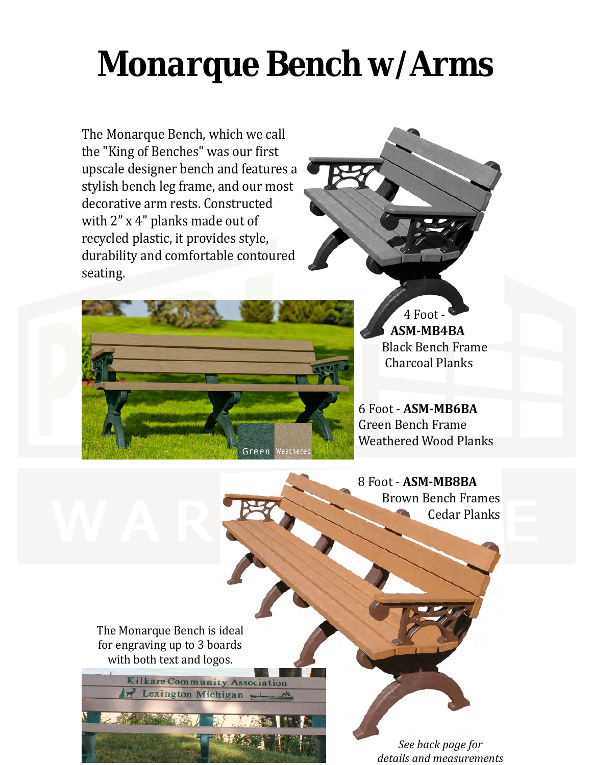# Monarque Bench w/Arms

The Monarque Bench, which we call the "King of Benches" was our first upscale designer bench and features a stylish bench leg frame, and our most decorative arm rests. Constructed with 2” x 4” planks made out of recycled plastic, it provides style, durability and comfortable contoured seating.

4 Foot - **ASM-MB4BA**
Black Bench Frame
Charcoal Planks

6 Foot - **ASM-MB6BA**
Green Bench Frame
Weathered Wood Planks

8 Foot - **ASM-MB8BA**
Brown Bench Frames
Cedar Planks

The Monarque Bench is ideal for engraving up to 3 boards with both text and logos.

*See back page for details and measurements*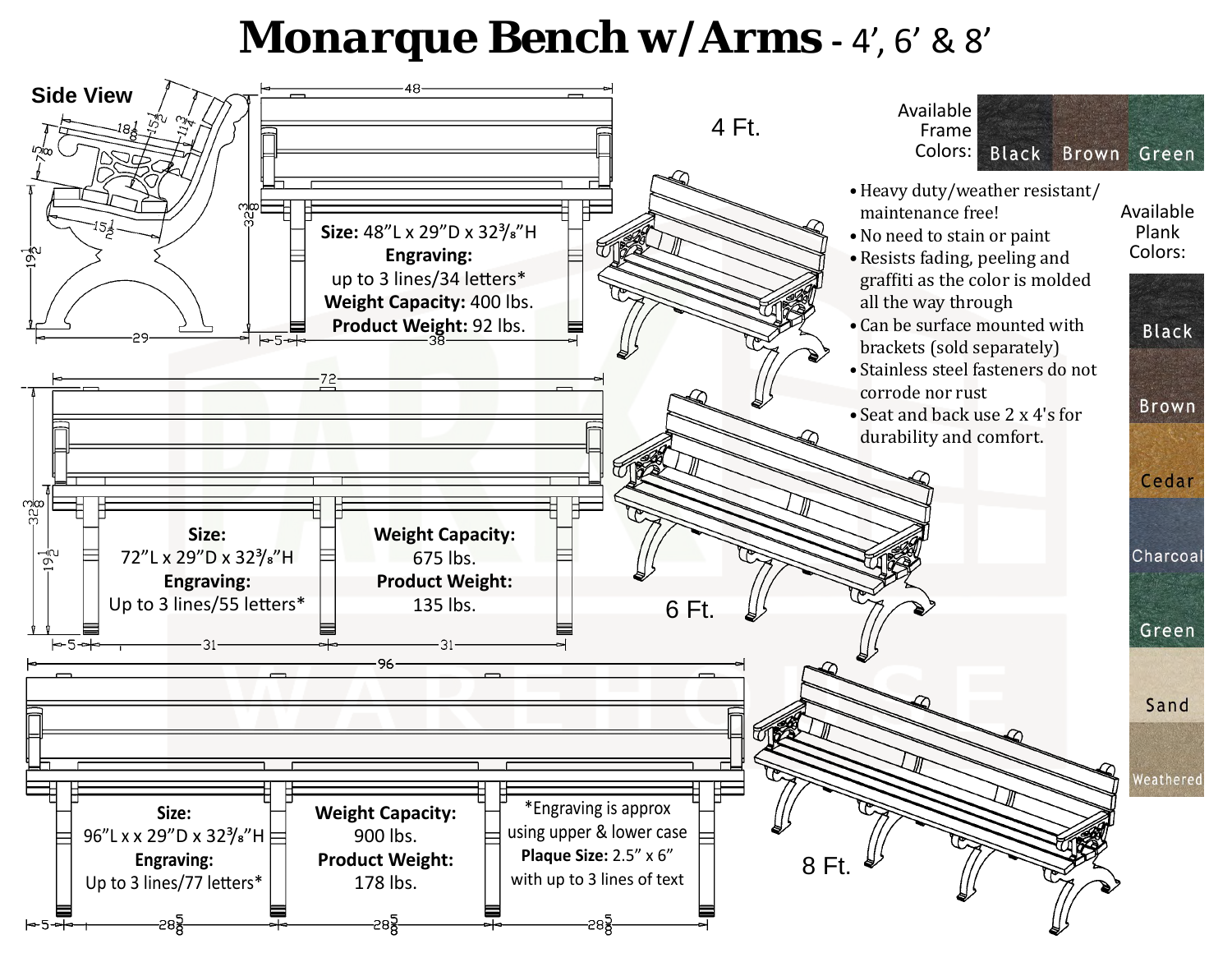# Monarque Bench w/Arms - 4', 6' & 8'

**Side View**

18⅛
15½
11¾
7⅝
15½
19½
29

48
32⅜
5
38

**Size:** 48"L x 29"D x 32⅜"H
**Engraving:**
up to 3 lines/34 letters*
**Weight Capacity:** 400 lbs.
**Product Weight:** 92 lbs.

4 Ft.

Available Frame Colors: Black, Brown, Green

- Heavy duty/weather resistant/maintenance free!
- No need to stain or paint
- Resists fading, peeling and graffiti as the color is molded all the way through
- Can be surface mounted with brackets (sold separately)
- Stainless steel fasteners do not corrode nor rust
- Seat and back use 2 x 4's for durability and comfort.

Available Plank Colors: Black, Brown, Cedar, Charcoal, Green, Sand, Weathered

72
32⅜
19½
5
31
31

**Size:**
72"L x 29"D x 32⅜"H
**Engraving:**
Up to 3 lines/55 letters*

**Weight Capacity:**
675 lbs.
**Product Weight:**
135 lbs.

6 Ft.

96
5
28⅝
28⅝
28⅝

**Size:**
96"L x x 29"D x 32⅜"H
**Engraving:**
Up to 3 lines/77 letters*

**Weight Capacity:**
900 lbs.
**Product Weight:**
178 lbs.

*Engraving is approx using upper & lower case
**Plaque Size:** 2.5" x 6"
with up to 3 lines of text

8 Ft.